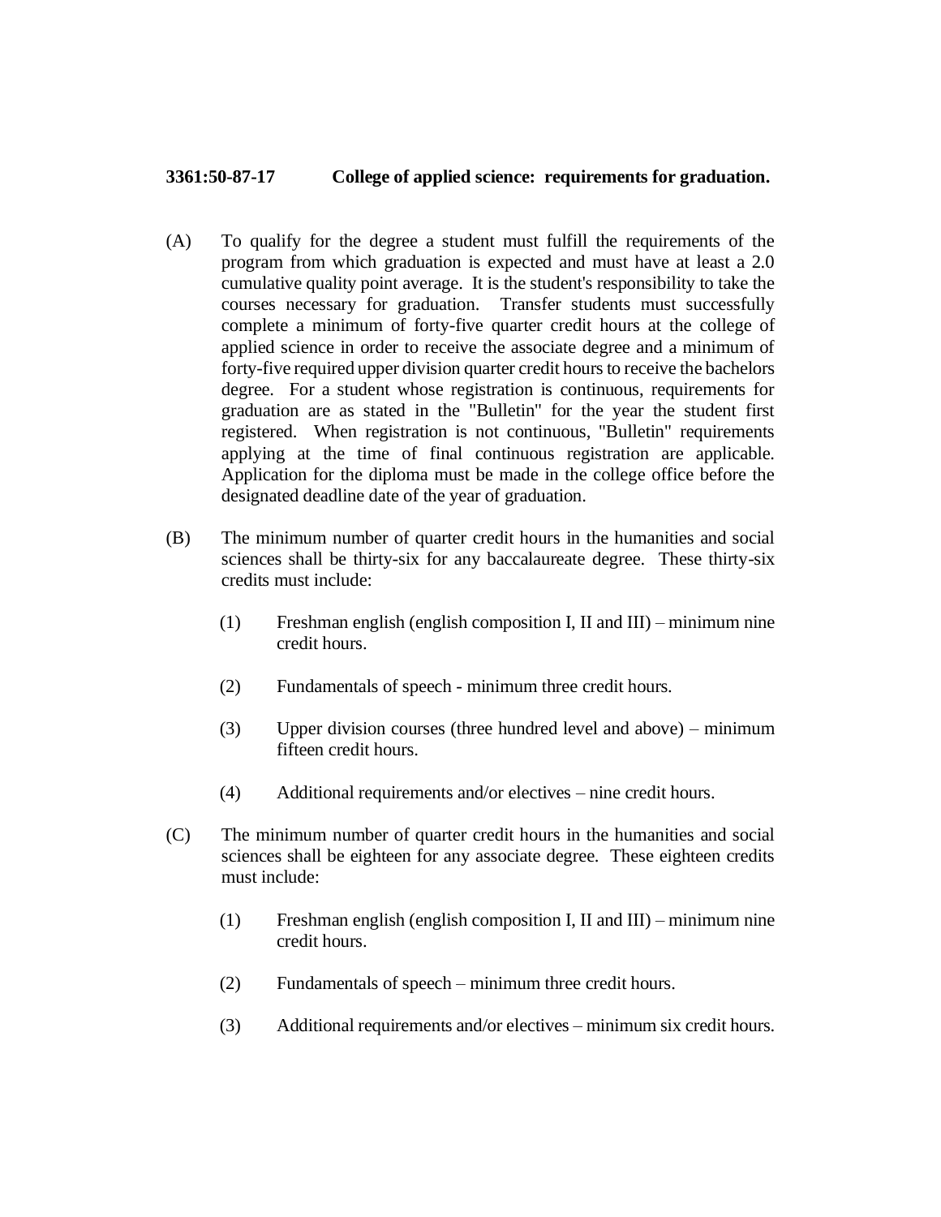**3361:50-87-17 College of applied science: requirements for graduation.**

(A) To qualify for the degree a student must fulfill the requirements of the program from which graduation is expected and must have at least a 2.0 cumulative quality point average. It is the student's responsibility to take the courses necessary for graduation. Transfer students must successfully complete a minimum of forty-five quarter credit hours at the college of applied science in order to receive the associate degree and a minimum of forty-five required upper division quarter credit hours to receive the bachelors degree. For a student whose registration is continuous, requirements for graduation are as stated in the "Bulletin" for the year the student first registered. When registration is not continuous, "Bulletin" requirements applying at the time of final continuous registration are applicable. Application for the diploma must be made in the college office before the designated deadline date of the year of graduation.

(B) The minimum number of quarter credit hours in the humanities and social sciences shall be thirty-six for any baccalaureate degree. These thirty-six credits must include:

(1) Freshman english (english composition I, II and III) – minimum nine credit hours.

(2) Fundamentals of speech - minimum three credit hours.

(3) Upper division courses (three hundred level and above) – minimum fifteen credit hours.

(4) Additional requirements and/or electives – nine credit hours.

(C) The minimum number of quarter credit hours in the humanities and social sciences shall be eighteen for any associate degree. These eighteen credits must include:

(1) Freshman english (english composition I, II and III) – minimum nine credit hours.

(2) Fundamentals of speech – minimum three credit hours.

(3) Additional requirements and/or electives – minimum six credit hours.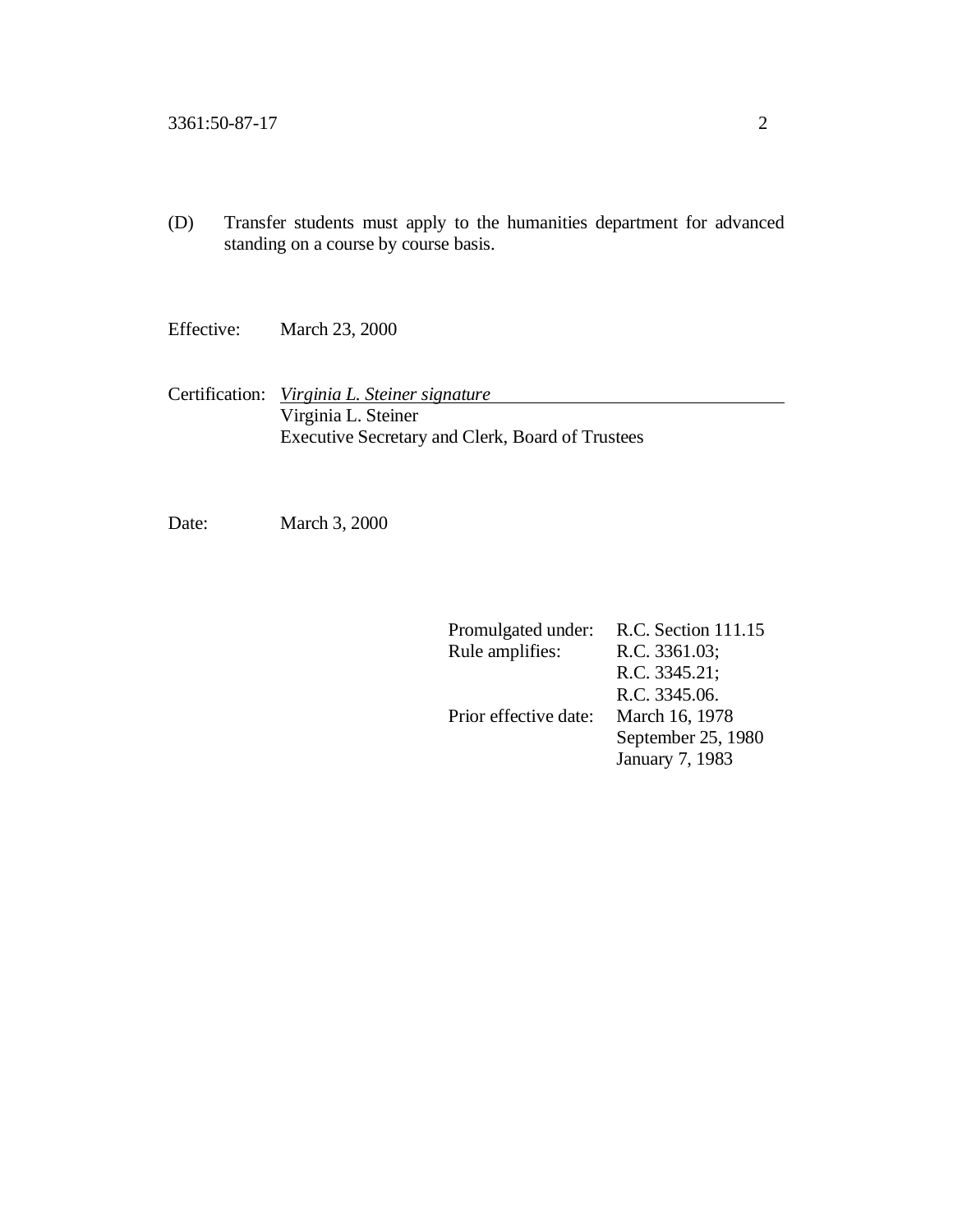(D) Transfer students must apply to the humanities department for advanced standing on a course by course basis.

Effective: March 23, 2000

Certification: *Virginia L. Steiner signature*
Virginia L. Steiner
Executive Secretary and Clerk, Board of Trustees

Date: March 3, 2000

| | |
|---|---|
| Promulgated under: | R.C. Section 111.15 |
| Rule amplifies: | R.C. 3361.03; R.C. 3345.21; R.C. 3345.06. |
| Prior effective date: | March 16, 1978 September 25, 1980 January 7, 1983 |